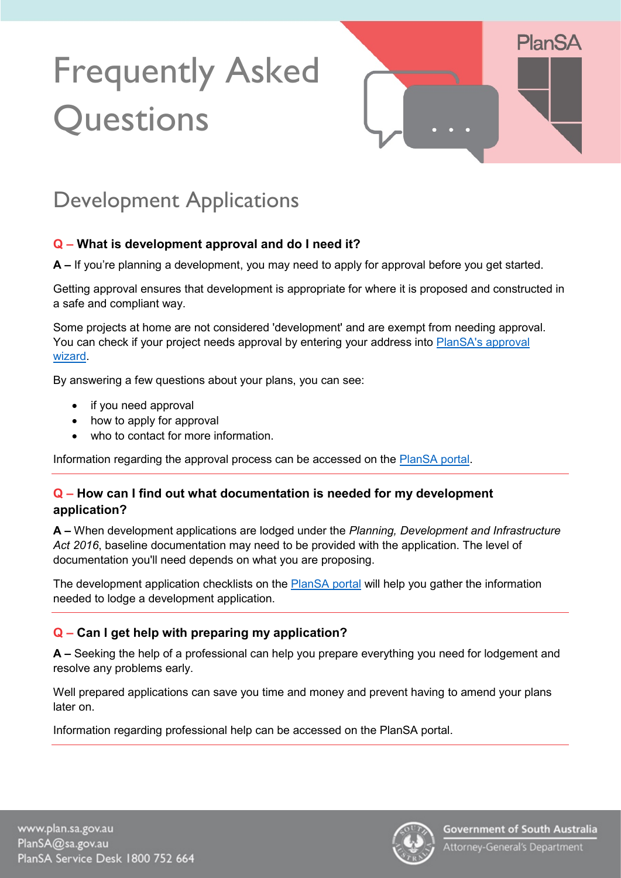# Frequently Asked Questions

## Development Applications

**Q – What is development approval and do I need it?**

**A –** If you're planning a development, you may need to apply for approval before you get started.

Getting approval ensures that development is appropriate for where it is proposed and constructed in a safe and compliant way.

Some projects at home are not considered 'development' and are exempt from needing approval. You can check if your project needs approval by entering your address into PlanSA's approval wizard.

By answering a few questions about your plans, you can see:

- if you need approval
- how to apply for approval
- who to contact for more information.

Information regarding the approval process can be accessed on the PlanSA portal.

**Q – How can I find out what documentation is needed for my development application?**

**A –** When development applications are lodged under the *Planning, Development and Infrastructure Act 2016*, baseline documentation may need to be provided with the application. The level of documentation you'll need depends on what you are proposing.

The development application checklists on the PlanSA portal will help you gather the information needed to lodge a development application.

**Q – Can I get help with preparing my application?**

**A –** Seeking the help of a professional can help you prepare everything you need for lodgement and resolve any problems early.

Well prepared applications can save you time and money and prevent having to amend your plans later on.

Information regarding professional help can be accessed on the PlanSA portal.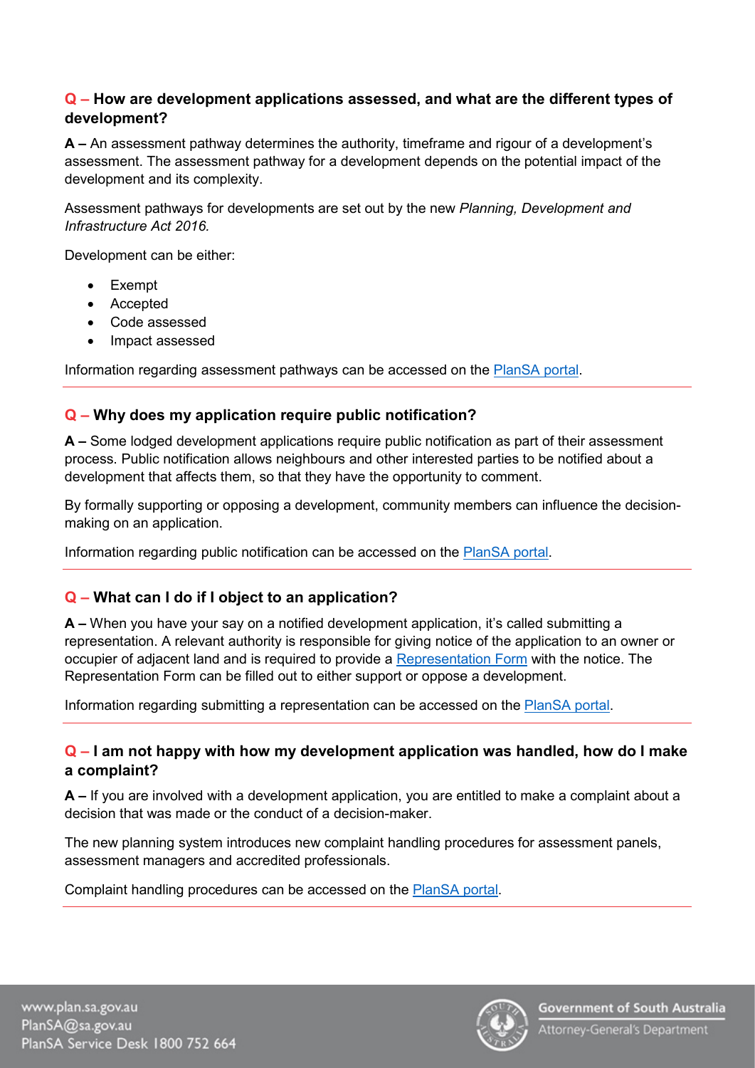### Q – How are development applications assessed, and what are the different types of development?

**A –** An assessment pathway determines the authority, timeframe and rigour of a development's assessment. The assessment pathway for a development depends on the potential impact of the development and its complexity.

Assessment pathways for developments are set out by the new *Planning, Development and Infrastructure Act 2016.*

Development can be either:

- Exempt
- Accepted
- Code assessed
- Impact assessed

Information regarding assessment pathways can be accessed on the PlanSA portal.

---

### Q – Why does my application require public notification?

**A –** Some lodged development applications require public notification as part of their assessment process. Public notification allows neighbours and other interested parties to be notified about a development that affects them, so that they have the opportunity to comment.

By formally supporting or opposing a development, community members can influence the decision-making on an application.

Information regarding public notification can be accessed on the PlanSA portal.

---

### Q – What can I do if I object to an application?

**A –** When you have your say on a notified development application, it's called submitting a representation. A relevant authority is responsible for giving notice of the application to an owner or occupier of adjacent land and is required to provide a Representation Form with the notice. The Representation Form can be filled out to either support or oppose a development.

Information regarding submitting a representation can be accessed on the PlanSA portal.

---

### Q – I am not happy with how my development application was handled, how do I make a complaint?

**A –** If you are involved with a development application, you are entitled to make a complaint about a decision that was made or the conduct of a decision-maker.

The new planning system introduces new complaint handling procedures for assessment panels, assessment managers and accredited professionals.

Complaint handling procedures can be accessed on the PlanSA portal.

---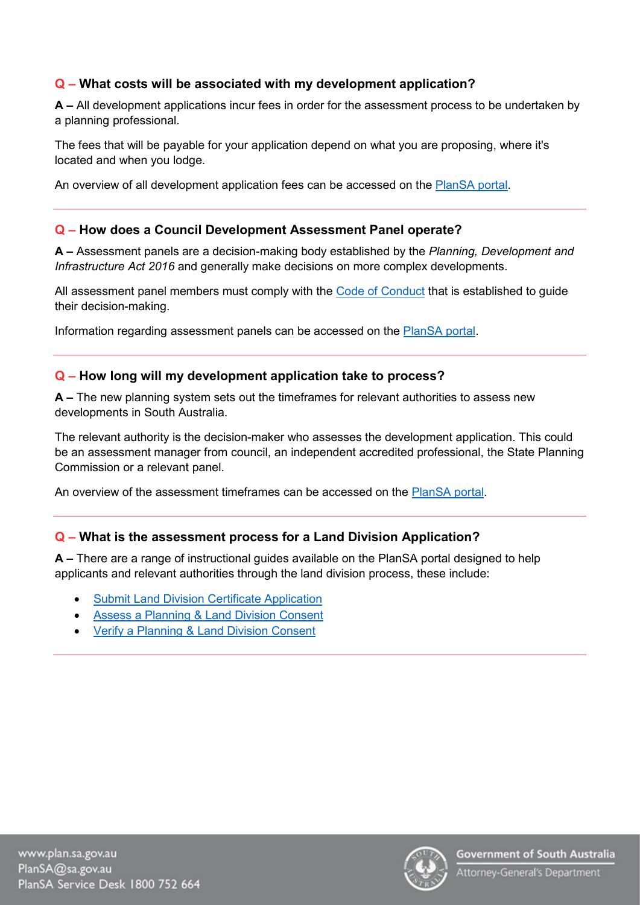**Q – What costs will be associated with my development application?**

**A –** All development applications incur fees in order for the assessment process to be undertaken by a planning professional.

The fees that will be payable for your application depend on what you are proposing, where it's located and when you lodge.

An overview of all development application fees can be accessed on the PlanSA portal.

---

**Q – How does a Council Development Assessment Panel operate?**

**A –** Assessment panels are a decision-making body established by the *Planning, Development and Infrastructure Act 2016* and generally make decisions on more complex developments.

All assessment panel members must comply with the Code of Conduct that is established to guide their decision-making.

Information regarding assessment panels can be accessed on the PlanSA portal.

---

**Q – How long will my development application take to process?**

**A –** The new planning system sets out the timeframes for relevant authorities to assess new developments in South Australia.

The relevant authority is the decision-maker who assesses the development application. This could be an assessment manager from council, an independent accredited professional, the State Planning Commission or a relevant panel.

An overview of the assessment timeframes can be accessed on the PlanSA portal.

---

**Q – What is the assessment process for a Land Division Application?**

**A –** There are a range of instructional guides available on the PlanSA portal designed to help applicants and relevant authorities through the land division process, these include:

- Submit Land Division Certificate Application
- Assess a Planning & Land Division Consent
- Verify a Planning & Land Division Consent

---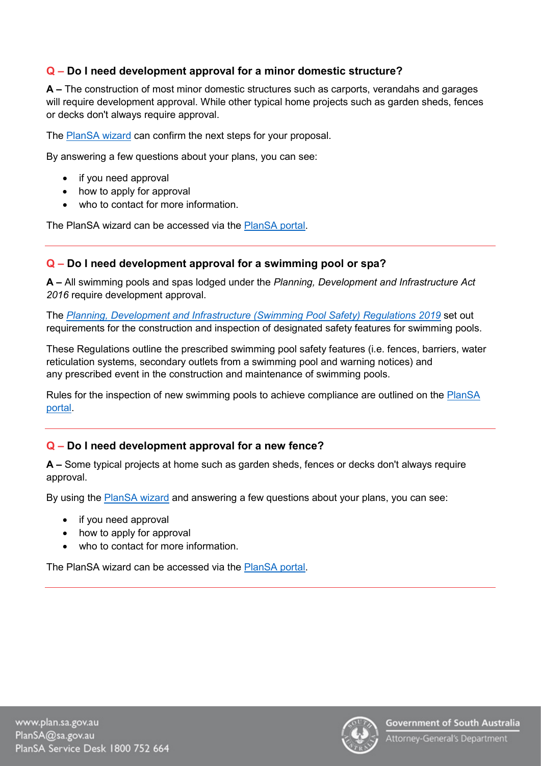### Q – Do I need development approval for a minor domestic structure?

**A –** The construction of most minor domestic structures such as carports, verandahs and garages will require development approval. While other typical home projects such as garden sheds, fences or decks don't always require approval.

The PlanSA wizard can confirm the next steps for your proposal.

By answering a few questions about your plans, you can see:

- if you need approval
- how to apply for approval
- who to contact for more information.

The PlanSA wizard can be accessed via the PlanSA portal.

---

### Q – Do I need development approval for a swimming pool or spa?

**A –** All swimming pools and spas lodged under the *Planning, Development and Infrastructure Act 2016* require development approval.

The *Planning, Development and Infrastructure (Swimming Pool Safety) Regulations 2019* set out requirements for the construction and inspection of designated safety features for swimming pools.

These Regulations outline the prescribed swimming pool safety features (i.e. fences, barriers, water reticulation systems, secondary outlets from a swimming pool and warning notices) and any prescribed event in the construction and maintenance of swimming pools.

Rules for the inspection of new swimming pools to achieve compliance are outlined on the PlanSA portal.

---

### Q – Do I need development approval for a new fence?

**A –** Some typical projects at home such as garden sheds, fences or decks don't always require approval.

By using the PlanSA wizard and answering a few questions about your plans, you can see:

- if you need approval
- how to apply for approval
- who to contact for more information.

The PlanSA wizard can be accessed via the PlanSA portal.

---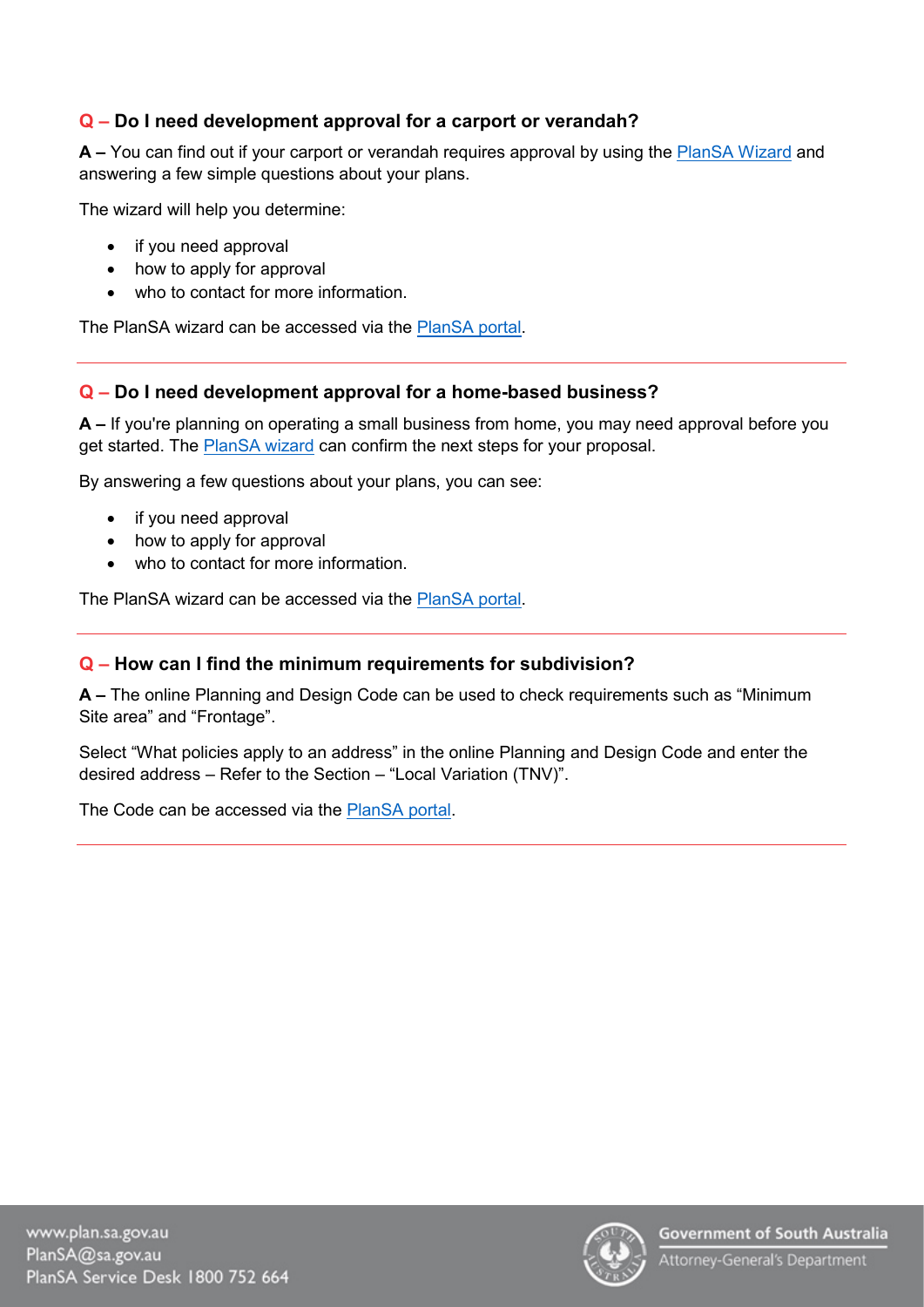### Q – Do I need development approval for a carport or verandah?

**A –** You can find out if your carport or verandah requires approval by using the PlanSA Wizard and answering a few simple questions about your plans.

The wizard will help you determine:

- if you need approval
- how to apply for approval
- who to contact for more information.

The PlanSA wizard can be accessed via the PlanSA portal.

---

### Q – Do I need development approval for a home-based business?

**A –** If you're planning on operating a small business from home, you may need approval before you get started. The PlanSA wizard can confirm the next steps for your proposal.

By answering a few questions about your plans, you can see:

- if you need approval
- how to apply for approval
- who to contact for more information.

The PlanSA wizard can be accessed via the PlanSA portal.

---

### Q – How can I find the minimum requirements for subdivision?

**A –** The online Planning and Design Code can be used to check requirements such as "Minimum Site area" and "Frontage".

Select "What policies apply to an address" in the online Planning and Design Code and enter the desired address – Refer to the Section – "Local Variation (TNV)".

The Code can be accessed via the PlanSA portal.

---